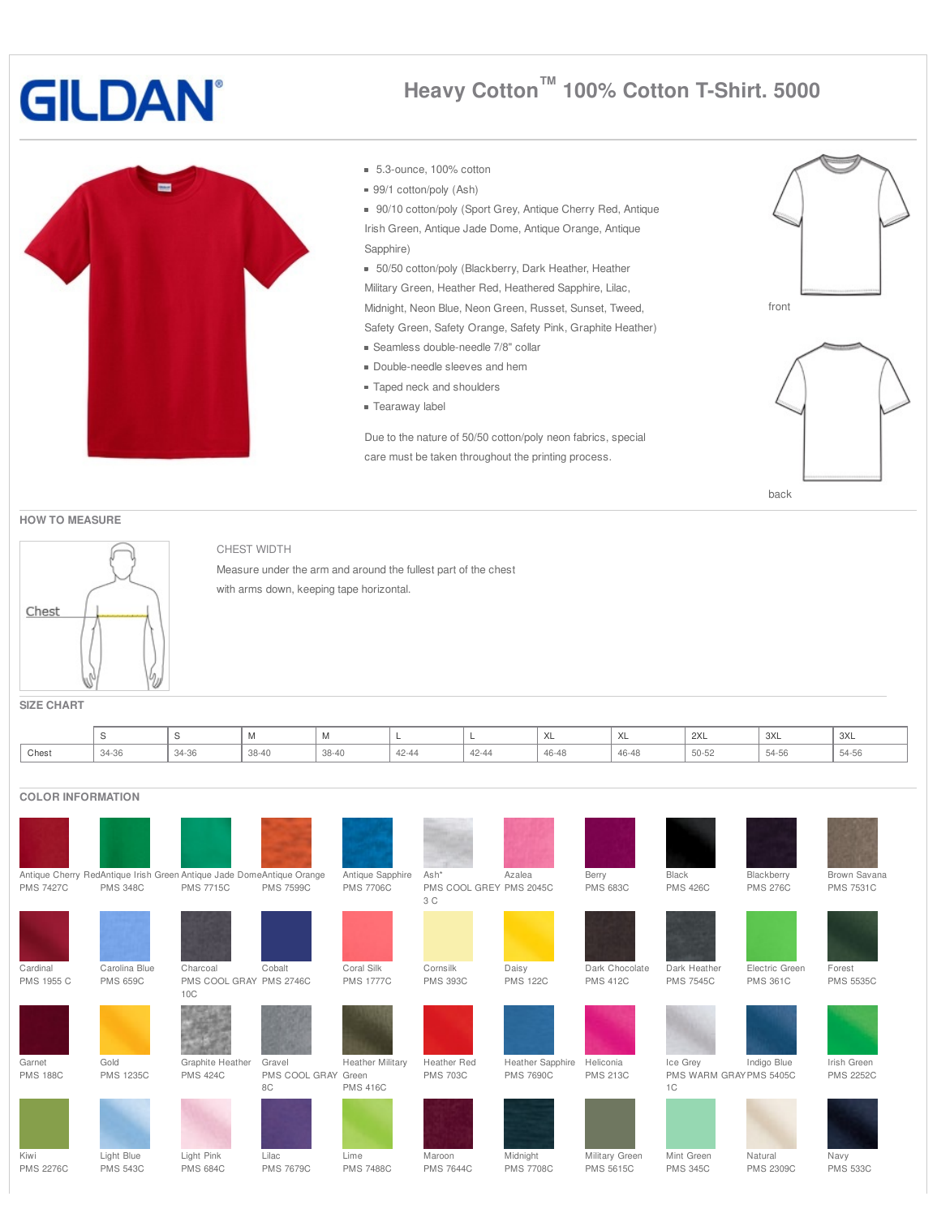# GILDAN

## Heavy Cotton™ 100% Cotton T-Shirt. 5000

- 5.3-ounce, 100% cotton
- 99/1 cotton/poly (Ash)
- 90/10 cotton/poly (Sport Grey, Antique Cherry Red, Antique Irish Green, Antique Jade Dome, Antique Orange, Antique Sapphire)
- 50/50 cotton/poly (Blackberry, Dark Heather, Heather Military Green, Heather Red, Heathered Sapphire, Lilac, Midnight, Neon Blue, Neon Green, Russet, Sunset, Tweed, Safety Green, Safety Orange, Safety Pink, Graphite Heather)
- Seamless double-needle 7/8" collar
- Double-needle sleeves and hem
- Taped neck and shoulders
- Tearaway label

Due to the nature of 50/50 cotton/poly neon fabrics, special care must be taken throughout the printing process.

front

back

## HOW TO MEASURE

Chest

CHEST WIDTH

Measure under the arm and around the fullest part of the chest with arms down, keeping tape horizontal.

## SIZE CHART

| | S | S | M | M | L | L | XL | XL | 2XL | 3XL | 3XL |
|---|---|---|---|---|---|---|---|---|---|---|---|
| Chest | 34-36 | 34-36 | 38-40 | 38-40 | 42-44 | 42-44 | 46-48 | 46-48 | 50-52 | 54-56 | 54-56 |

## COLOR INFORMATION

| Color | PMS |
|---|---|
| Antique Cherry Red | PMS 7427C |
| Antique Irish Green | PMS 348C |
| Antique Jade Dome | PMS 7715C |
| Antique Orange | PMS 7599C |
| Antique Sapphire | PMS 7706C |
| Ash* | PMS COOL GREY 3 C |
| Azalea | PMS 2045C |
| Berry | PMS 683C |
| Black | PMS 426C |
| Blackberry | PMS 276C |
| Brown Savana | PMS 7531C |
| Cardinal | PMS 1955 C |
| Carolina Blue | PMS 659C |
| Charcoal | PMS COOL GRAY 10C |
| Cobalt | PMS 2746C |
| Coral Silk | PMS 1777C |
| Cornsilk | PMS 393C |
| Daisy | PMS 122C |
| Dark Chocolate | PMS 412C |
| Dark Heather | PMS 7545C |
| Electric Green | PMS 361C |
| Forest | PMS 5535C |
| Garnet | PMS 188C |
| Gold | PMS 1235C |
| Graphite Heather | PMS 424C |
| Gravel | PMS COOL GRAY 8C |
| Heather Military Green | PMS 416C |
| Heather Red | PMS 703C |
| Heather Sapphire | PMS 7690C |
| Heliconia | PMS 213C |
| Ice Grey | PMS WARM GRAY 1C |
| Indigo Blue | PMS 5405C |
| Irish Green | PMS 2252C |
| Kiwi | PMS 2276C |
| Light Blue | PMS 543C |
| Light Pink | PMS 684C |
| Lilac | PMS 7679C |
| Lime | PMS 7488C |
| Maroon | PMS 7644C |
| Midnight | PMS 7708C |
| Military Green | PMS 5615C |
| Mint Green | PMS 345C |
| Natural | PMS 2309C |
| Navy | PMS 533C |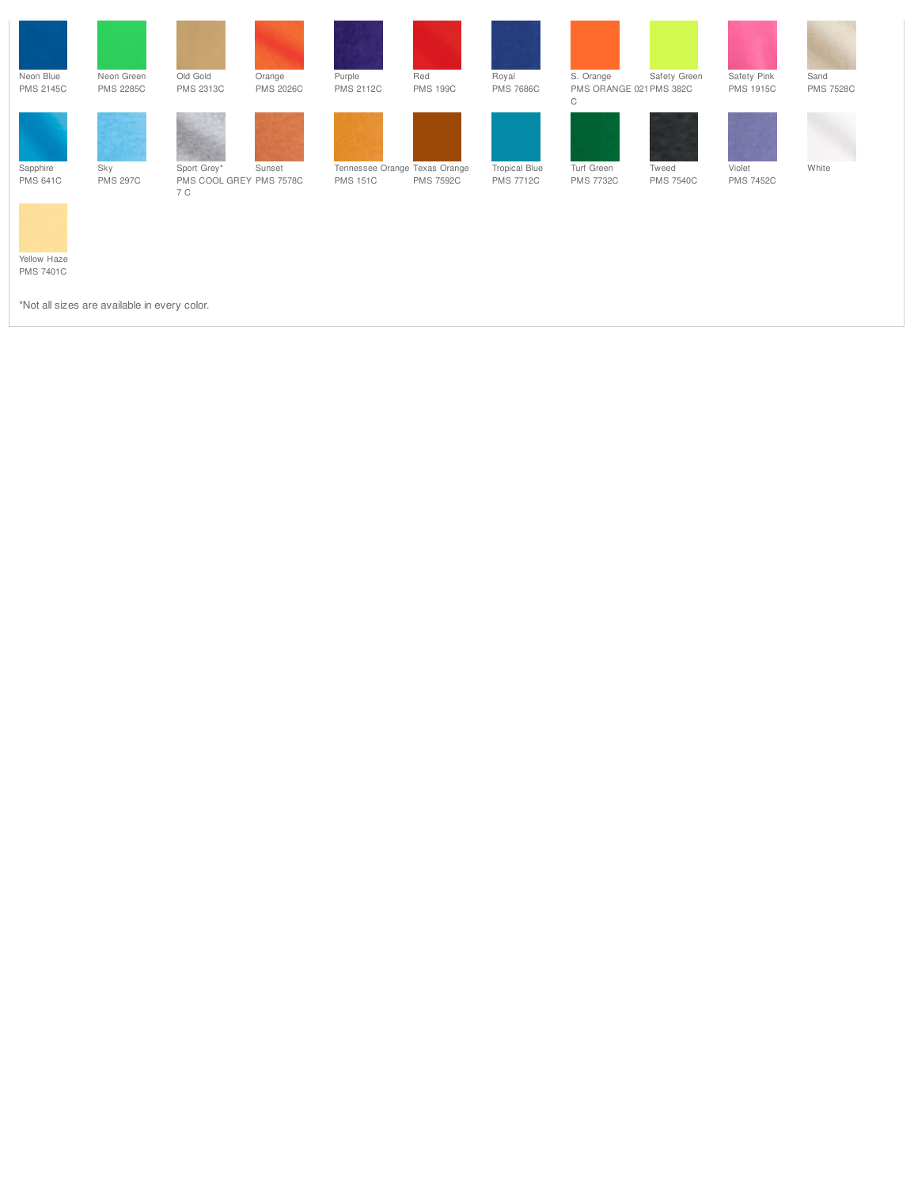| | | | | | | | | | | |
|---|---|---|---|---|---|---|---|---|---|---|
| Neon Blue PMS 2145C | Neon Green PMS 2285C | Old Gold PMS 2313C | Orange PMS 2026C | Purple PMS 2112C | Red PMS 199C | Royal PMS 7686C | S. Orange PMS ORANGE 021 C | Safety Green PMS 382C | Safety Pink PMS 1915C | Sand PMS 7528C |
| Sapphire PMS 641C | Sky PMS 297C | Sport Grey* PMS COOL GREY 7 C | Sunset PMS 7578C | Tennessee Orange PMS 151C | Texas Orange PMS 7592C | Tropical Blue PMS 7712C | Turf Green PMS 7732C | Tweed PMS 7540C | Violet PMS 7452C | White |
| Yellow Haze PMS 7401C | | | | | | | | | | |

*Not all sizes are available in every color.